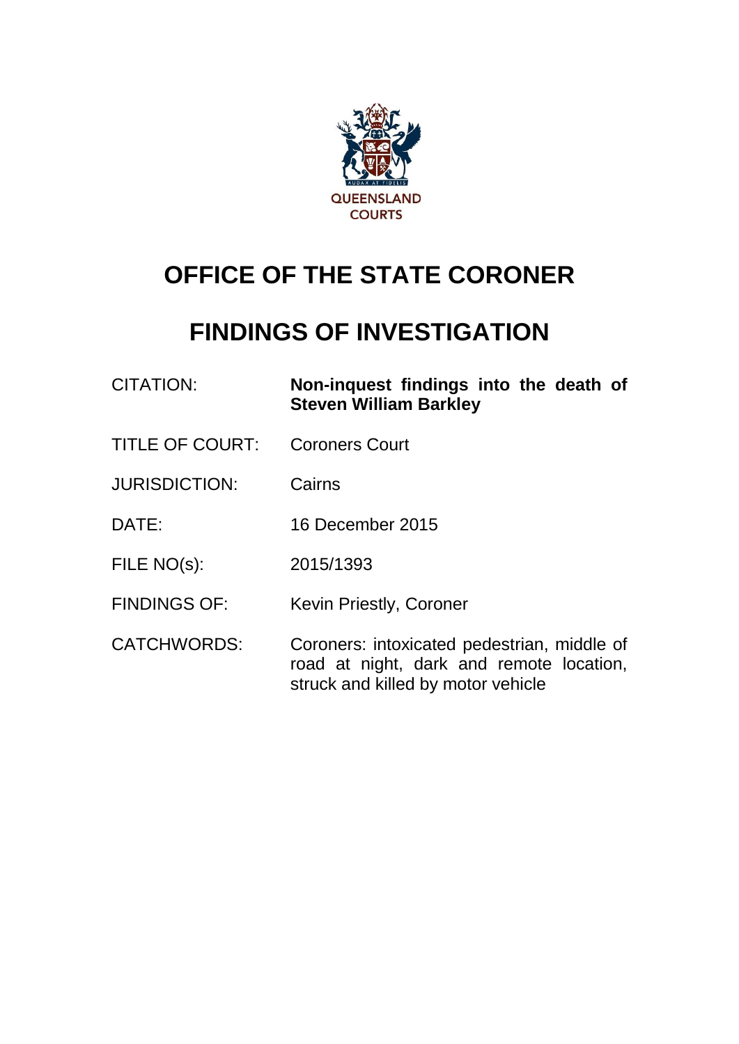QUEENSLAND COURTS

# OFFICE OF THE STATE CORONER

# FINDINGS OF INVESTIGATION

| | |
|---|---|
| CITATION: | **Non-inquest findings into the death of Steven William Barkley** |
| TITLE OF COURT: | Coroners Court |
| JURISDICTION: | Cairns |
| DATE: | 16 December 2015 |
| FILE NO(s): | 2015/1393 |
| FINDINGS OF: | Kevin Priestly, Coroner |
| CATCHWORDS: | Coroners: intoxicated pedestrian, middle of road at night, dark and remote location, struck and killed by motor vehicle |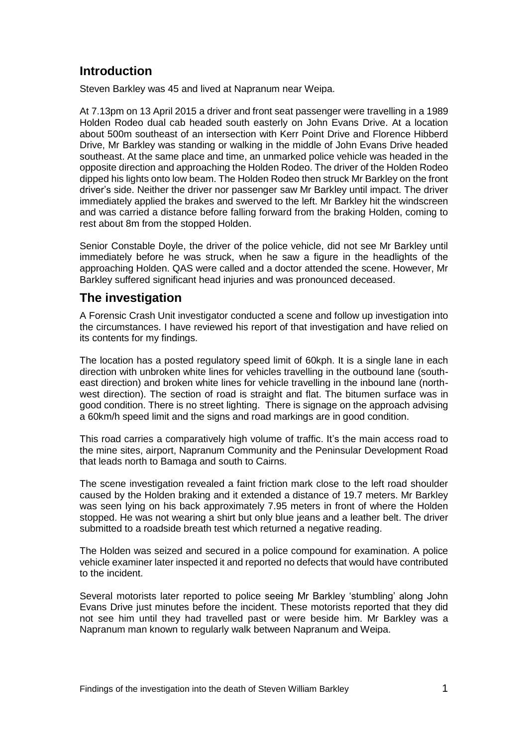## Introduction

Steven Barkley was 45 and lived at Napranum near Weipa.

At 7.13pm on 13 April 2015 a driver and front seat passenger were travelling in a 1989 Holden Rodeo dual cab headed south easterly on John Evans Drive. At a location about 500m southeast of an intersection with Kerr Point Drive and Florence Hibberd Drive, Mr Barkley was standing or walking in the middle of John Evans Drive headed southeast. At the same place and time, an unmarked police vehicle was headed in the opposite direction and approaching the Holden Rodeo. The driver of the Holden Rodeo dipped his lights onto low beam. The Holden Rodeo then struck Mr Barkley on the front driver's side. Neither the driver nor passenger saw Mr Barkley until impact. The driver immediately applied the brakes and swerved to the left. Mr Barkley hit the windscreen and was carried a distance before falling forward from the braking Holden, coming to rest about 8m from the stopped Holden.

Senior Constable Doyle, the driver of the police vehicle, did not see Mr Barkley until immediately before he was struck, when he saw a figure in the headlights of the approaching Holden. QAS were called and a doctor attended the scene. However, Mr Barkley suffered significant head injuries and was pronounced deceased.

## The investigation

A Forensic Crash Unit investigator conducted a scene and follow up investigation into the circumstances. I have reviewed his report of that investigation and have relied on its contents for my findings.

The location has a posted regulatory speed limit of 60kph. It is a single lane in each direction with unbroken white lines for vehicles travelling in the outbound lane (south-east direction) and broken white lines for vehicle travelling in the inbound lane (north-west direction). The section of road is straight and flat. The bitumen surface was in good condition. There is no street lighting. There is signage on the approach advising a 60km/h speed limit and the signs and road markings are in good condition.

This road carries a comparatively high volume of traffic. It's the main access road to the mine sites, airport, Napranum Community and the Peninsular Development Road that leads north to Bamaga and south to Cairns.

The scene investigation revealed a faint friction mark close to the left road shoulder caused by the Holden braking and it extended a distance of 19.7 meters. Mr Barkley was seen lying on his back approximately 7.95 meters in front of where the Holden stopped. He was not wearing a shirt but only blue jeans and a leather belt. The driver submitted to a roadside breath test which returned a negative reading.

The Holden was seized and secured in a police compound for examination. A police vehicle examiner later inspected it and reported no defects that would have contributed to the incident.

Several motorists later reported to police seeing Mr Barkley 'stumbling' along John Evans Drive just minutes before the incident. These motorists reported that they did not see him until they had travelled past or were beside him. Mr Barkley was a Napranum man known to regularly walk between Napranum and Weipa.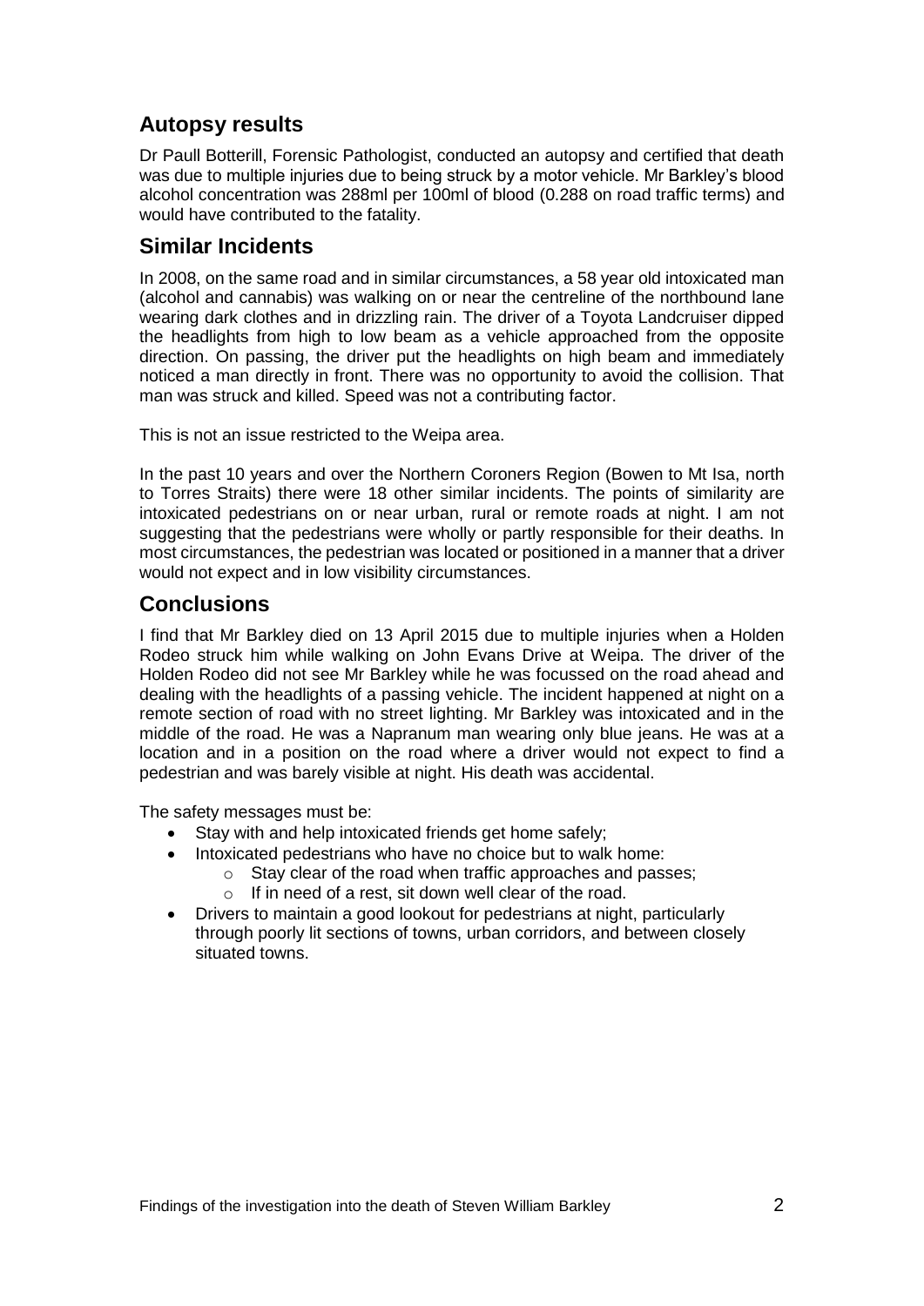## Autopsy results

Dr Paull Botterill, Forensic Pathologist, conducted an autopsy and certified that death was due to multiple injuries due to being struck by a motor vehicle. Mr Barkley's blood alcohol concentration was 288ml per 100ml of blood (0.288 on road traffic terms) and would have contributed to the fatality.

## Similar Incidents

In 2008, on the same road and in similar circumstances, a 58 year old intoxicated man (alcohol and cannabis) was walking on or near the centreline of the northbound lane wearing dark clothes and in drizzling rain. The driver of a Toyota Landcruiser dipped the headlights from high to low beam as a vehicle approached from the opposite direction. On passing, the driver put the headlights on high beam and immediately noticed a man directly in front. There was no opportunity to avoid the collision. That man was struck and killed. Speed was not a contributing factor.

This is not an issue restricted to the Weipa area.

In the past 10 years and over the Northern Coroners Region (Bowen to Mt Isa, north to Torres Straits) there were 18 other similar incidents. The points of similarity are intoxicated pedestrians on or near urban, rural or remote roads at night. I am not suggesting that the pedestrians were wholly or partly responsible for their deaths. In most circumstances, the pedestrian was located or positioned in a manner that a driver would not expect and in low visibility circumstances.

## Conclusions

I find that Mr Barkley died on 13 April 2015 due to multiple injuries when a Holden Rodeo struck him while walking on John Evans Drive at Weipa. The driver of the Holden Rodeo did not see Mr Barkley while he was focussed on the road ahead and dealing with the headlights of a passing vehicle. The incident happened at night on a remote section of road with no street lighting. Mr Barkley was intoxicated and in the middle of the road. He was a Napranum man wearing only blue jeans. He was at a location and in a position on the road where a driver would not expect to find a pedestrian and was barely visible at night. His death was accidental.

The safety messages must be:

- Stay with and help intoxicated friends get home safely;
- Intoxicated pedestrians who have no choice but to walk home:
  - Stay clear of the road when traffic approaches and passes;
  - If in need of a rest, sit down well clear of the road.
- Drivers to maintain a good lookout for pedestrians at night, particularly through poorly lit sections of towns, urban corridors, and between closely situated towns.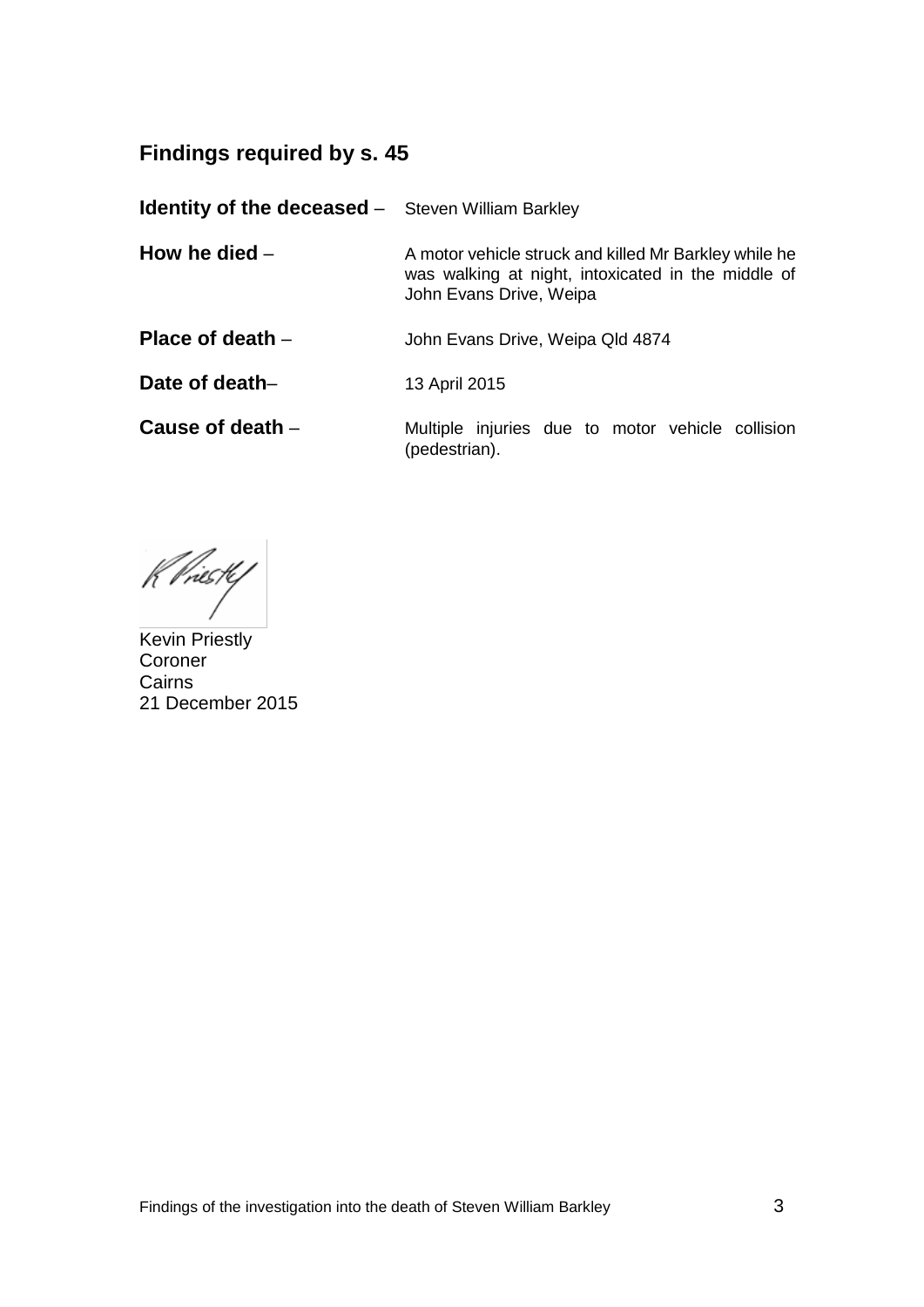## Findings required by s. 45

**Identity of the deceased** – Steven William Barkley

**How he died** – A motor vehicle struck and killed Mr Barkley while he was walking at night, intoxicated in the middle of John Evans Drive, Weipa

**Place of death** – John Evans Drive, Weipa Qld 4874

**Date of death**– 13 April 2015

**Cause of death** – Multiple injuries due to motor vehicle collision (pedestrian).

Kevin Priestly
Coroner
Cairns
21 December 2015